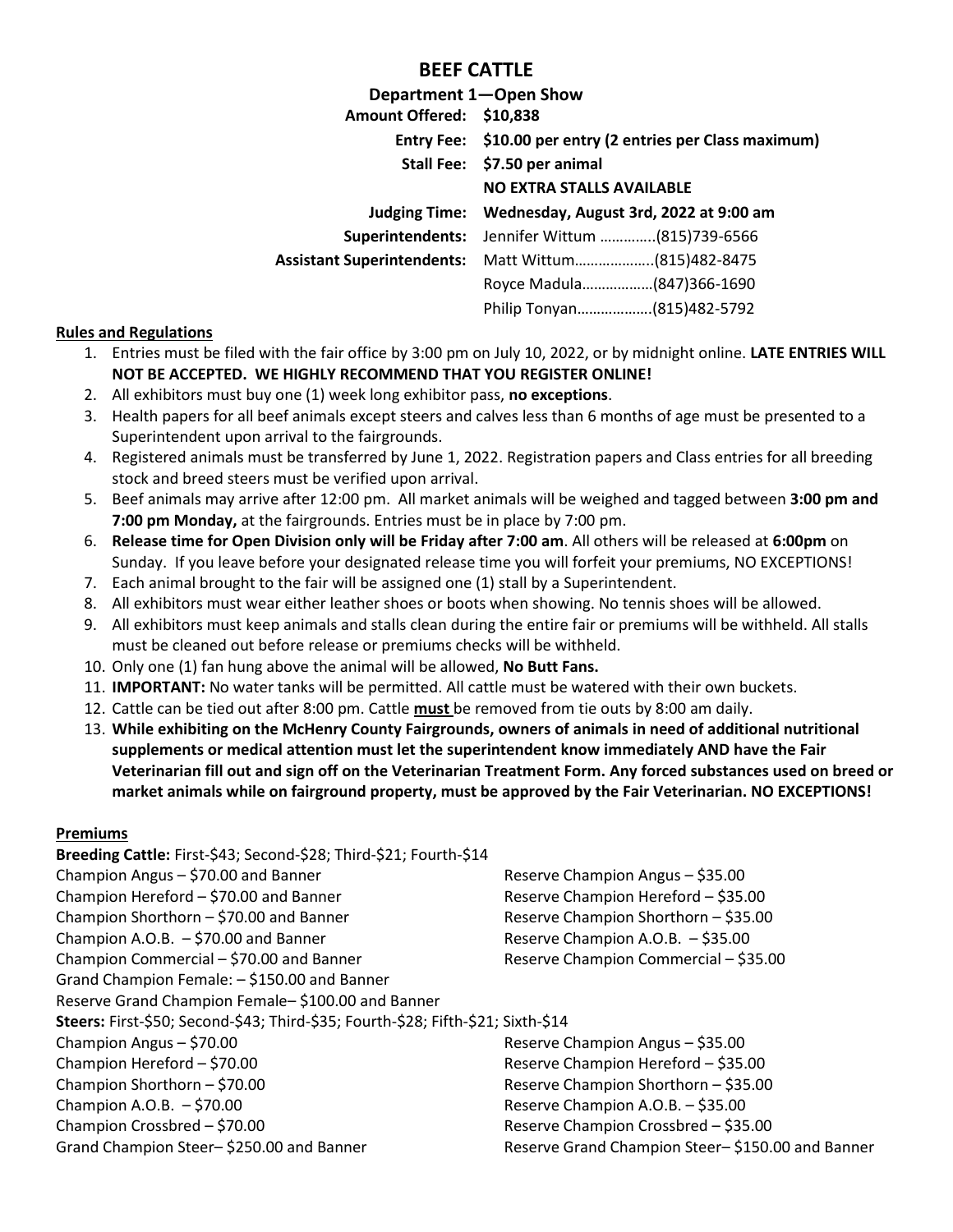# BEEF CATTLE

## Department 1—Open Show

**Amount Offered:** **$10,838**

**Entry Fee:** **$10.00 per entry (2 entries per Class maximum)**

**Stall Fee:** **$7.50 per animal**

**NO EXTRA STALLS AVAILABLE**

**Judging Time:** **Wednesday, August 3rd, 2022 at 9:00 am**

**Superintendents:** Jennifer Wittum …………..(815)739-6566

**Assistant Superintendents:** Matt Wittum………………..(815)482-8475

Royce Madula………………(847)366-1690

Philip Tonyan……………….(815)482-5792

### Rules and Regulations

1. Entries must be filed with the fair office by 3:00 pm on July 10, 2022, or by midnight online. **LATE ENTRIES WILL NOT BE ACCEPTED. WE HIGHLY RECOMMEND THAT YOU REGISTER ONLINE!**
2. All exhibitors must buy one (1) week long exhibitor pass, **no exceptions**.
3. Health papers for all beef animals except steers and calves less than 6 months of age must be presented to a Superintendent upon arrival to the fairgrounds.
4. Registered animals must be transferred by June 1, 2022. Registration papers and Class entries for all breeding stock and breed steers must be verified upon arrival.
5. Beef animals may arrive after 12:00 pm. All market animals will be weighed and tagged between **3:00 pm and 7:00 pm Monday,** at the fairgrounds. Entries must be in place by 7:00 pm.
6. **Release time for Open Division only will be Friday after 7:00 am**. All others will be released at **6:00pm** on Sunday. If you leave before your designated release time you will forfeit your premiums, NO EXCEPTIONS!
7. Each animal brought to the fair will be assigned one (1) stall by a Superintendent.
8. All exhibitors must wear either leather shoes or boots when showing. No tennis shoes will be allowed.
9. All exhibitors must keep animals and stalls clean during the entire fair or premiums will be withheld. All stalls must be cleaned out before release or premiums checks will be withheld.
10. Only one (1) fan hung above the animal will be allowed, **No Butt Fans.**
11. **IMPORTANT:** No water tanks will be permitted. All cattle must be watered with their own buckets.
12. Cattle can be tied out after 8:00 pm. Cattle **must** be removed from tie outs by 8:00 am daily.
13. **While exhibiting on the McHenry County Fairgrounds, owners of animals in need of additional nutritional supplements or medical attention must let the superintendent know immediately AND have the Fair Veterinarian fill out and sign off on the Veterinarian Treatment Form. Any forced substances used on breed or market animals while on fairground property, must be approved by the Fair Veterinarian. NO EXCEPTIONS!**

### Premiums

**Breeding Cattle:** First-$43; Second-$28; Third-$21; Fourth-$14

Champion Angus – $70.00 and Banner
Reserve Champion Angus – $35.00
Champion Hereford – $70.00 and Banner
Reserve Champion Hereford – $35.00
Champion Shorthorn – $70.00 and Banner
Reserve Champion Shorthorn – $35.00
Champion A.O.B. – $70.00 and Banner
Reserve Champion A.O.B. – $35.00
Champion Commercial – $70.00 and Banner
Reserve Champion Commercial – $35.00
Grand Champion Female: – $150.00 and Banner
Reserve Grand Champion Female– $100.00 and Banner

**Steers:** First-$50; Second-$43; Third-$35; Fourth-$28; Fifth-$21; Sixth-$14

Champion Angus – $70.00
Reserve Champion Angus – $35.00
Champion Hereford – $70.00
Reserve Champion Hereford – $35.00
Champion Shorthorn – $70.00
Reserve Champion Shorthorn – $35.00
Champion A.O.B. – $70.00
Reserve Champion A.O.B. – $35.00
Champion Crossbred – $70.00
Reserve Champion Crossbred – $35.00
Grand Champion Steer– $250.00 and Banner
Reserve Grand Champion Steer– $150.00 and Banner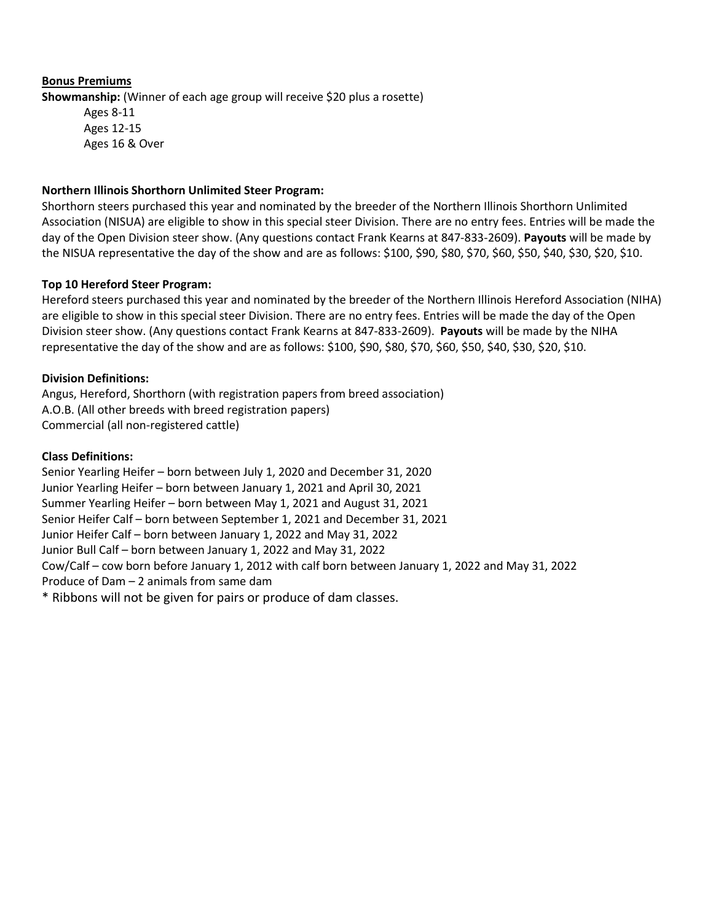<u>**Bonus Premiums**</u>

**Showmanship:** (Winner of each age group will receive $20 plus a rosette)

- Ages 8-11
- Ages 12-15
- Ages 16 & Over

**Northern Illinois Shorthorn Unlimited Steer Program:**

Shorthorn steers purchased this year and nominated by the breeder of the Northern Illinois Shorthorn Unlimited Association (NISUA) are eligible to show in this special steer Division. There are no entry fees. Entries will be made the day of the Open Division steer show. (Any questions contact Frank Kearns at 847-833-2609). **Payouts** will be made by the NISUA representative the day of the show and are as follows: $100, $90, $80, $70, $60, $50, $40, $30, $20, $10.

**Top 10 Hereford Steer Program:**

Hereford steers purchased this year and nominated by the breeder of the Northern Illinois Hereford Association (NIHA) are eligible to show in this special steer Division. There are no entry fees. Entries will be made the day of the Open Division steer show. (Any questions contact Frank Kearns at 847-833-2609). **Payouts** will be made by the NIHA representative the day of the show and are as follows: $100, $90, $80, $70, $60, $50, $40, $30, $20, $10.

**Division Definitions:**

Angus, Hereford, Shorthorn (with registration papers from breed association)
A.O.B. (All other breeds with breed registration papers)
Commercial (all non-registered cattle)

**Class Definitions:**

Senior Yearling Heifer – born between July 1, 2020 and December 31, 2020
Junior Yearling Heifer – born between January 1, 2021 and April 30, 2021
Summer Yearling Heifer – born between May 1, 2021 and August 31, 2021
Senior Heifer Calf – born between September 1, 2021 and December 31, 2021
Junior Heifer Calf – born between January 1, 2022 and May 31, 2022
Junior Bull Calf – born between January 1, 2022 and May 31, 2022
Cow/Calf – cow born before January 1, 2012 with calf born between January 1, 2022 and May 31, 2022
Produce of Dam – 2 animals from same dam

* Ribbons will not be given for pairs or produce of dam classes.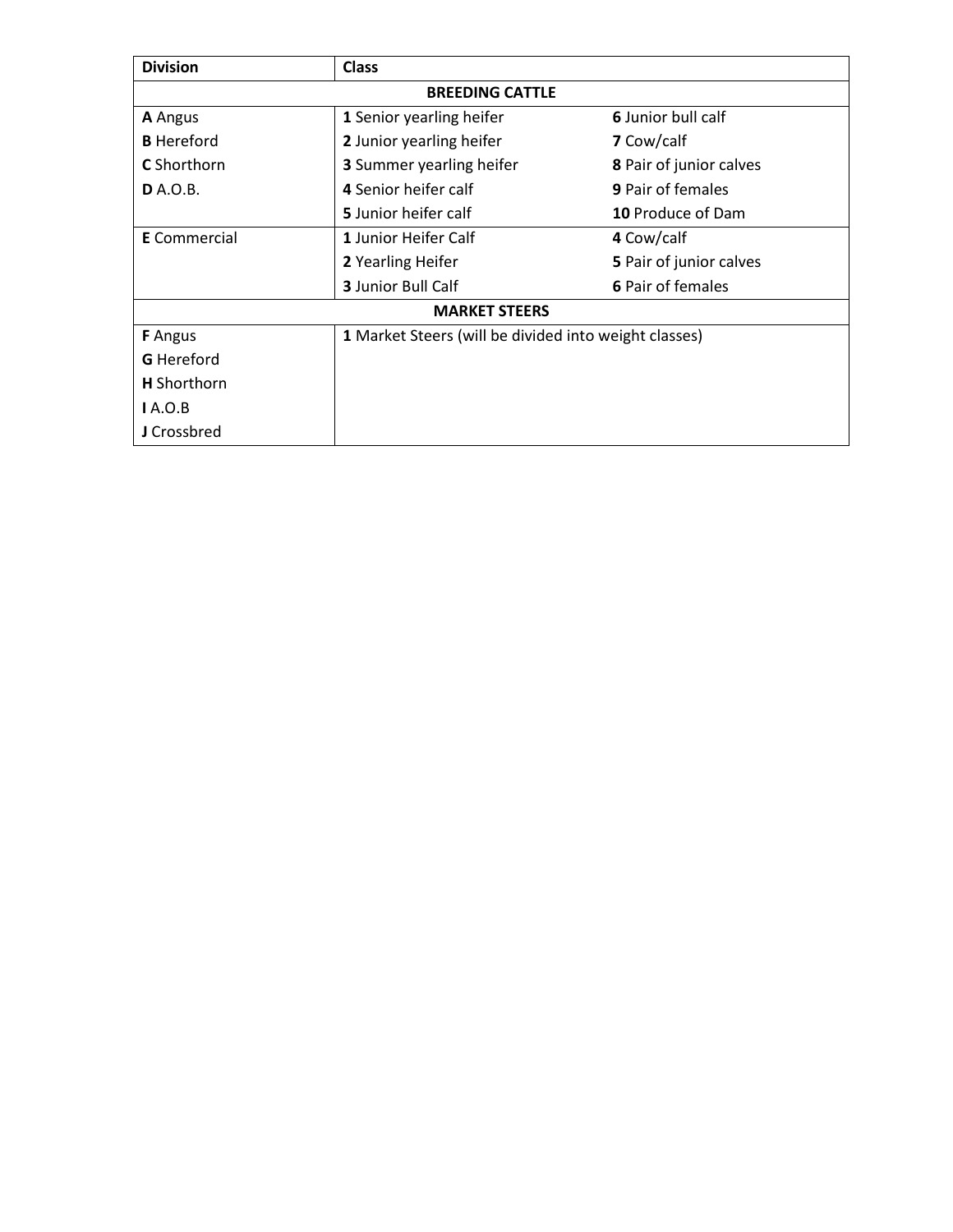| Division | Class | |
|---|---|---|
| **BREEDING CATTLE** | | |
| **A** Angus | **1** Senior yearling heifer | **6** Junior bull calf |
| **B** Hereford | **2** Junior yearling heifer | **7** Cow/calf |
| **C** Shorthorn | **3** Summer yearling heifer | **8** Pair of junior calves |
| **D** A.O.B. | **4** Senior heifer calf | **9** Pair of females |
| | **5** Junior heifer calf | **10** Produce of Dam |
| **E** Commercial | **1** Junior Heifer Calf | **4** Cow/calf |
| | **2** Yearling Heifer | **5** Pair of junior calves |
| | **3** Junior Bull Calf | **6** Pair of females |
| **MARKET STEERS** | | |
| **F** Angus | **1** Market Steers (will be divided into weight classes) | |
| **G** Hereford | | |
| **H** Shorthorn | | |
| **I** A.O.B | | |
| **J** Crossbred | | |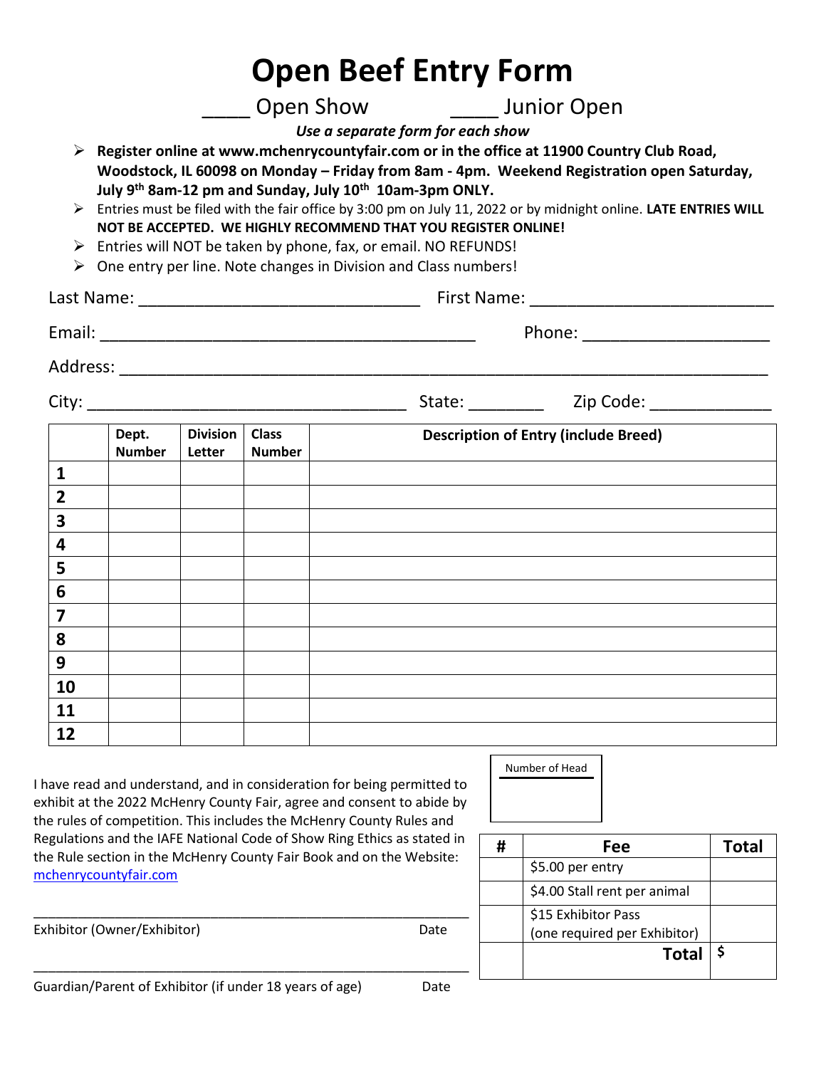# Open Beef Entry Form

____ Open Show ____ Junior Open

*Use a separate form for each show*

- **Register online at www.mchenrycountyfair.com or in the office at 11900 Country Club Road, Woodstock, IL 60098 on Monday – Friday from 8am - 4pm. Weekend Registration open Saturday, July 9th 8am-12 pm and Sunday, July 10th 10am-3pm ONLY.**
- Entries must be filed with the fair office by 3:00 pm on July 11, 2022 or by midnight online. **LATE ENTRIES WILL NOT BE ACCEPTED. WE HIGHLY RECOMMEND THAT YOU REGISTER ONLINE!**
- Entries will NOT be taken by phone, fax, or email. NO REFUNDS!
- One entry per line. Note changes in Division and Class numbers!

Last Name: ______________________________ First Name: __________________________

Email: _________________________________________ Phone: ____________________

Address: ________________________________________________________________________

City: ___________________________________ State: ________ Zip Code: _____________

| | Dept. Number | Division Letter | Class Number | Description of Entry (include Breed) |
|---|---|---|---|---|
| 1 | | | | |
| 2 | | | | |
| 3 | | | | |
| 4 | | | | |
| 5 | | | | |
| 6 | | | | |
| 7 | | | | |
| 8 | | | | |
| 9 | | | | |
| 10 | | | | |
| 11 | | | | |
| 12 | | | | |

I have read and understand, and in consideration for being permitted to exhibit at the 2022 McHenry County Fair, agree and consent to abide by the rules of competition. This includes the McHenry County Rules and Regulations and the IAFE National Code of Show Ring Ethics as stated in the Rule section in the McHenry County Fair Book and on the Website: mchenrycountyfair.com

____________________________________________________________

Exhibitor (Owner/Exhibitor) Date

____________________________________________________________

Guardian/Parent of Exhibitor (if under 18 years of age) Date

Number of Head

| # | Fee | Total |
|---|---|---|
| | $5.00 per entry | |
| | $4.00 Stall rent per animal | |
| | $15 Exhibitor Pass (one required per Exhibitor) | |
| | **Total** | $ |